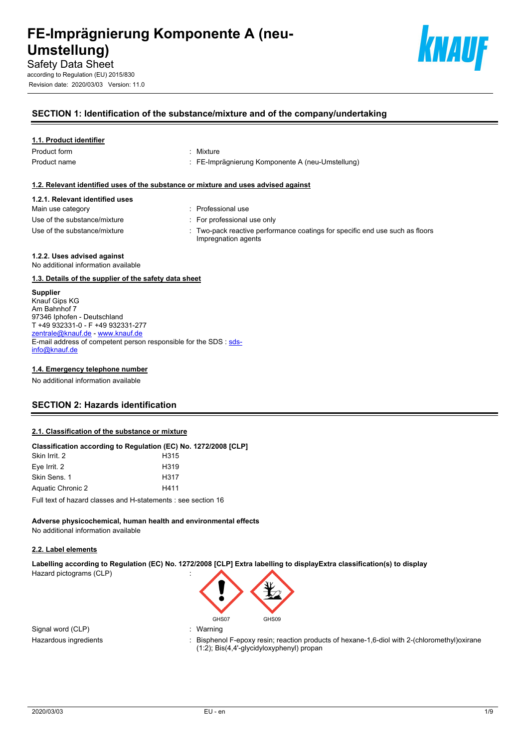# FE-Imprägnierung Komponente A (neu-Umstellung)

Safety Data Sheet

according to Regulation (EU) 2015/830

Revision date: 2020/03/03 Version: 11.0

## SECTION 1: Identification of the substance/mixture and of the company/undertaking

### 1.1. Product identifier

| | |
|---|---|
| Product form | : Mixture |
| Product name | : FE-Imprägnierung Komponente A (neu-Umstellung) |

### 1.2. Relevant identified uses of the substance or mixture and uses advised against

**1.2.1. Relevant identified uses**

| | |
|---|---|
| Main use category | : Professional use |
| Use of the substance/mixture | : For professional use only |
| Use of the substance/mixture | : Two-pack reactive performance coatings for specific end use such as floors<br>Impregnation agents |

**1.2.2. Uses advised against**

No additional information available

### 1.3. Details of the supplier of the safety data sheet

**Supplier**

Knauf Gips KG
Am Bahnhof 7
97346 Iphofen - Deutschland
T +49 932331-0 - F +49 932331-277
zentrale@knauf.de - www.knauf.de
E-mail address of competent person responsible for the SDS : sds-info@knauf.de

### 1.4. Emergency telephone number

No additional information available

## SECTION 2: Hazards identification

### 2.1. Classification of the substance or mixture

**Classification according to Regulation (EC) No. 1272/2008 [CLP]**

| | |
|---|---|
| Skin Irrit. 2 | H315 |
| Eye Irrit. 2 | H319 |
| Skin Sens. 1 | H317 |
| Aquatic Chronic 2 | H411 |

Full text of hazard classes and H-statements : see section 16

**Adverse physicochemical, human health and environmental effects**

No additional information available

### 2.2. Label elements

**Labelling according to Regulation (EC) No. 1272/2008 [CLP] Extra labelling to displayExtra classification(s) to display**

| | |
|---|---|
| Hazard pictograms (CLP) | : GHS07 GHS09 |
| Signal word (CLP) | : Warning |
| Hazardous ingredients | : Bisphenol F-epoxy resin; reaction products of hexane-1,6-diol with 2-(chloromethyl)oxirane (1:2); Bis(4,4'-glycidyloxyphenyl) propan |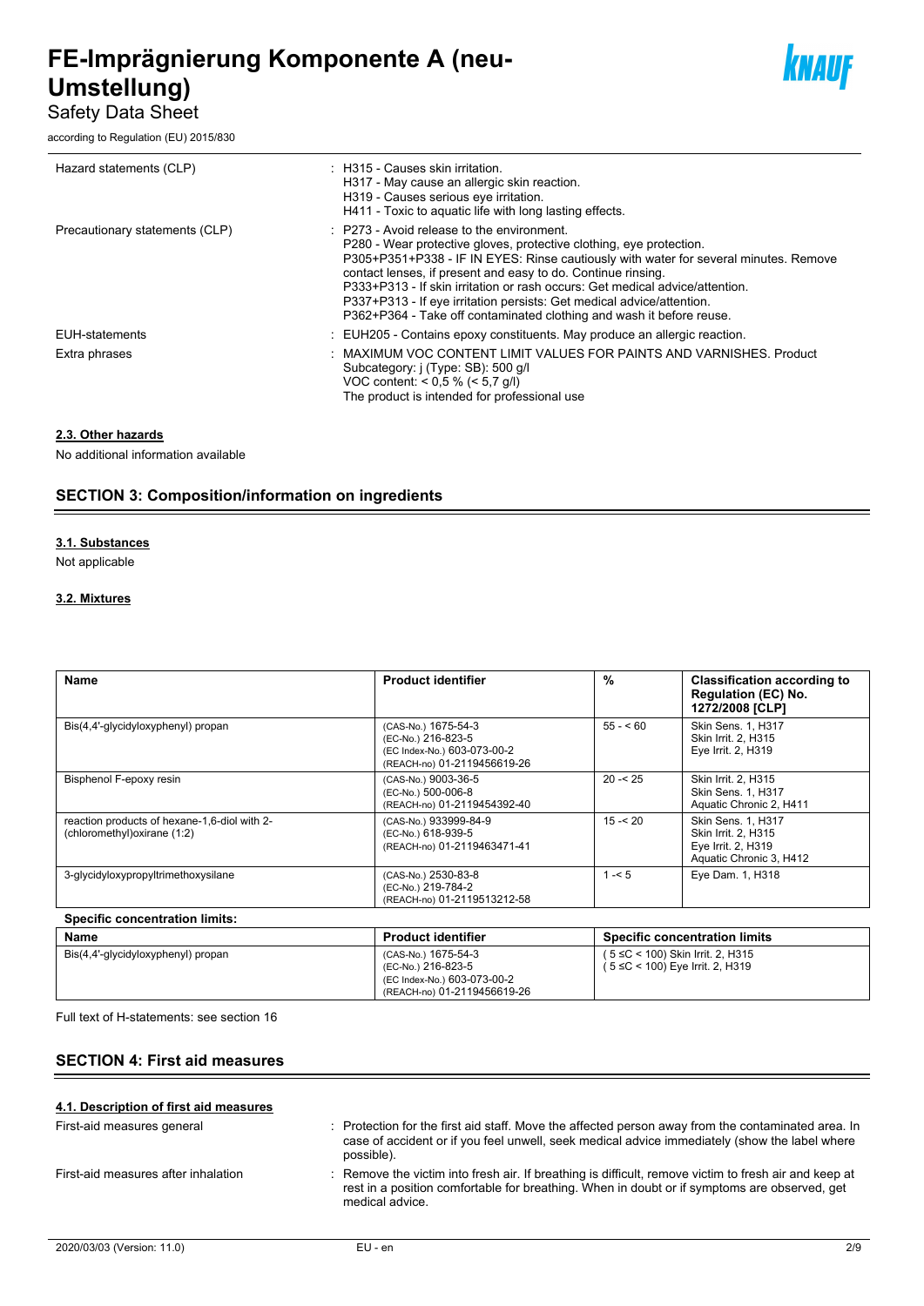| | |
|---|---|
| Hazard statements (CLP) | : H315 - Causes skin irritation.<br>H317 - May cause an allergic skin reaction.<br>H319 - Causes serious eye irritation.<br>H411 - Toxic to aquatic life with long lasting effects. |
| Precautionary statements (CLP) | : P273 - Avoid release to the environment.<br>P280 - Wear protective gloves, protective clothing, eye protection.<br>P305+P351+P338 - IF IN EYES: Rinse cautiously with water for several minutes. Remove contact lenses, if present and easy to do. Continue rinsing.<br>P333+P313 - If skin irritation or rash occurs: Get medical advice/attention.<br>P337+P313 - If eye irritation persists: Get medical advice/attention.<br>P362+P364 - Take off contaminated clothing and wash it before reuse. |
| EUH-statements | : EUH205 - Contains epoxy constituents. May produce an allergic reaction. |
| Extra phrases | : MAXIMUM VOC CONTENT LIMIT VALUES FOR PAINTS AND VARNISHES. Product Subcategory: j (Type: SB): 500 g/l<br>VOC content: < 0,5 % (< 5,7 g/l)<br>The product is intended for professional use |

### 2.3. Other hazards

No additional information available

## SECTION 3: Composition/information on ingredients

### 3.1. Substances

Not applicable

### 3.2. Mixtures

| Name | Product identifier | % | Classification according to Regulation (EC) No. 1272/2008 [CLP] |
|---|---|---|---|
| Bis(4,4'-glycidyloxyphenyl) propan | (CAS-No.) 1675-54-3<br>(EC-No.) 216-823-5<br>(EC Index-No.) 603-073-00-2<br>(REACH-no) 01-2119456619-26 | 55 - < 60 | Skin Sens. 1, H317<br>Skin Irrit. 2, H315<br>Eye Irrit. 2, H319 |
| Bisphenol F-epoxy resin | (CAS-No.) 9003-36-5<br>(EC-No.) 500-006-8<br>(REACH-no) 01-2119454392-40 | 20 -< 25 | Skin Irrit. 2, H315<br>Skin Sens. 1, H317<br>Aquatic Chronic 2, H411 |
| reaction products of hexane-1,6-diol with 2-(chloromethyl)oxirane (1:2) | (CAS-No.) 933999-84-9<br>(EC-No.) 618-939-5<br>(REACH-no) 01-2119463471-41 | 15 -< 20 | Skin Sens. 1, H317<br>Skin Irrit. 2, H315<br>Eye Irrit. 2, H319<br>Aquatic Chronic 3, H412 |
| 3-glycidyloxypropyltrimethoxysilane | (CAS-No.) 2530-83-8<br>(EC-No.) 219-784-2<br>(REACH-no) 01-2119513212-58 | 1 -< 5 | Eye Dam. 1, H318 |

**Specific concentration limits:**

| Name | Product identifier | Specific concentration limits |
|---|---|---|
| Bis(4,4'-glycidyloxyphenyl) propan | (CAS-No.) 1675-54-3<br>(EC-No.) 216-823-5<br>(EC Index-No.) 603-073-00-2<br>(REACH-no) 01-2119456619-26 | ( 5 ≤C < 100) Skin Irrit. 2, H315<br>( 5 ≤C < 100) Eye Irrit. 2, H319 |

Full text of H-statements: see section 16

## SECTION 4: First aid measures

### 4.1. Description of first aid measures

| | |
|---|---|
| First-aid measures general | : Protection for the first aid staff. Move the affected person away from the contaminated area. In case of accident or if you feel unwell, seek medical advice immediately (show the label where possible). |
| First-aid measures after inhalation | : Remove the victim into fresh air. If breathing is difficult, remove victim to fresh air and keep at rest in a position comfortable for breathing. When in doubt or if symptoms are observed, get medical advice. |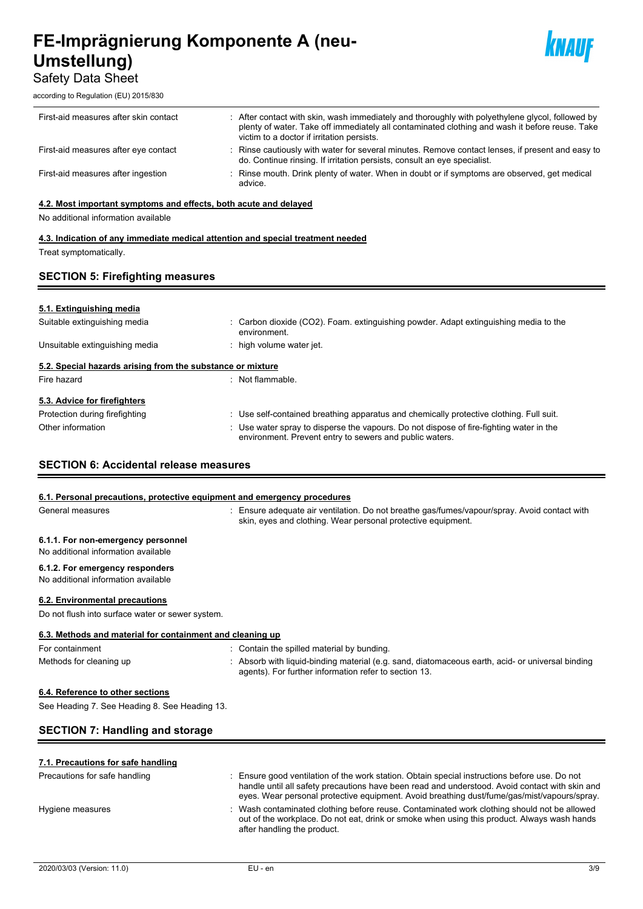| | |
|---|---|
| First-aid measures after skin contact | : After contact with skin, wash immediately and thoroughly with polyethylene glycol, followed by plenty of water. Take off immediately all contaminated clothing and wash it before reuse. Take victim to a doctor if irritation persists. |
| First-aid measures after eye contact | : Rinse cautiously with water for several minutes. Remove contact lenses, if present and easy to do. Continue rinsing. If irritation persists, consult an eye specialist. |
| First-aid measures after ingestion | : Rinse mouth. Drink plenty of water. When in doubt or if symptoms are observed, get medical advice. |

#### 4.2. Most important symptoms and effects, both acute and delayed

No additional information available

#### 4.3. Indication of any immediate medical attention and special treatment needed

Treat symptomatically.

## SECTION 5: Firefighting measures

#### 5.1. Extinguishing media

| | |
|---|---|
| Suitable extinguishing media | : Carbon dioxide ($CO_2$). Foam. extinguishing powder. Adapt extinguishing media to the environment. |
| Unsuitable extinguishing media | : high volume water jet. |

#### 5.2. Special hazards arising from the substance or mixture

| | |
|---|---|
| Fire hazard | : Not flammable. |

#### 5.3. Advice for firefighters

| | |
|---|---|
| Protection during firefighting | : Use self-contained breathing apparatus and chemically protective clothing. Full suit. |
| Other information | : Use water spray to disperse the vapours. Do not dispose of fire-fighting water in the environment. Prevent entry to sewers and public waters. |

## SECTION 6: Accidental release measures

#### 6.1. Personal precautions, protective equipment and emergency procedures

| | |
|---|---|
| General measures | : Ensure adequate air ventilation. Do not breathe gas/fumes/vapour/spray. Avoid contact with skin, eyes and clothing. Wear personal protective equipment. |

**6.1.1. For non-emergency personnel**

No additional information available

**6.1.2. For emergency responders**

No additional information available

#### 6.2. Environmental precautions

Do not flush into surface water or sewer system.

#### 6.3. Methods and material for containment and cleaning up

| | |
|---|---|
| For containment | : Contain the spilled material by bunding. |
| Methods for cleaning up | : Absorb with liquid-binding material (e.g. sand, diatomaceous earth, acid- or universal binding agents). For further information refer to section 13. |

#### 6.4. Reference to other sections

See Heading 7. See Heading 8. See Heading 13.

## SECTION 7: Handling and storage

#### 7.1. Precautions for safe handling

| | |
|---|---|
| Precautions for safe handling | : Ensure good ventilation of the work station. Obtain special instructions before use. Do not handle until all safety precautions have been read and understood. Avoid contact with skin and eyes. Wear personal protective equipment. Avoid breathing dust/fume/gas/mist/vapours/spray. |
| Hygiene measures | : Wash contaminated clothing before reuse. Contaminated work clothing should not be allowed out of the workplace. Do not eat, drink or smoke when using this product. Always wash hands after handling the product. |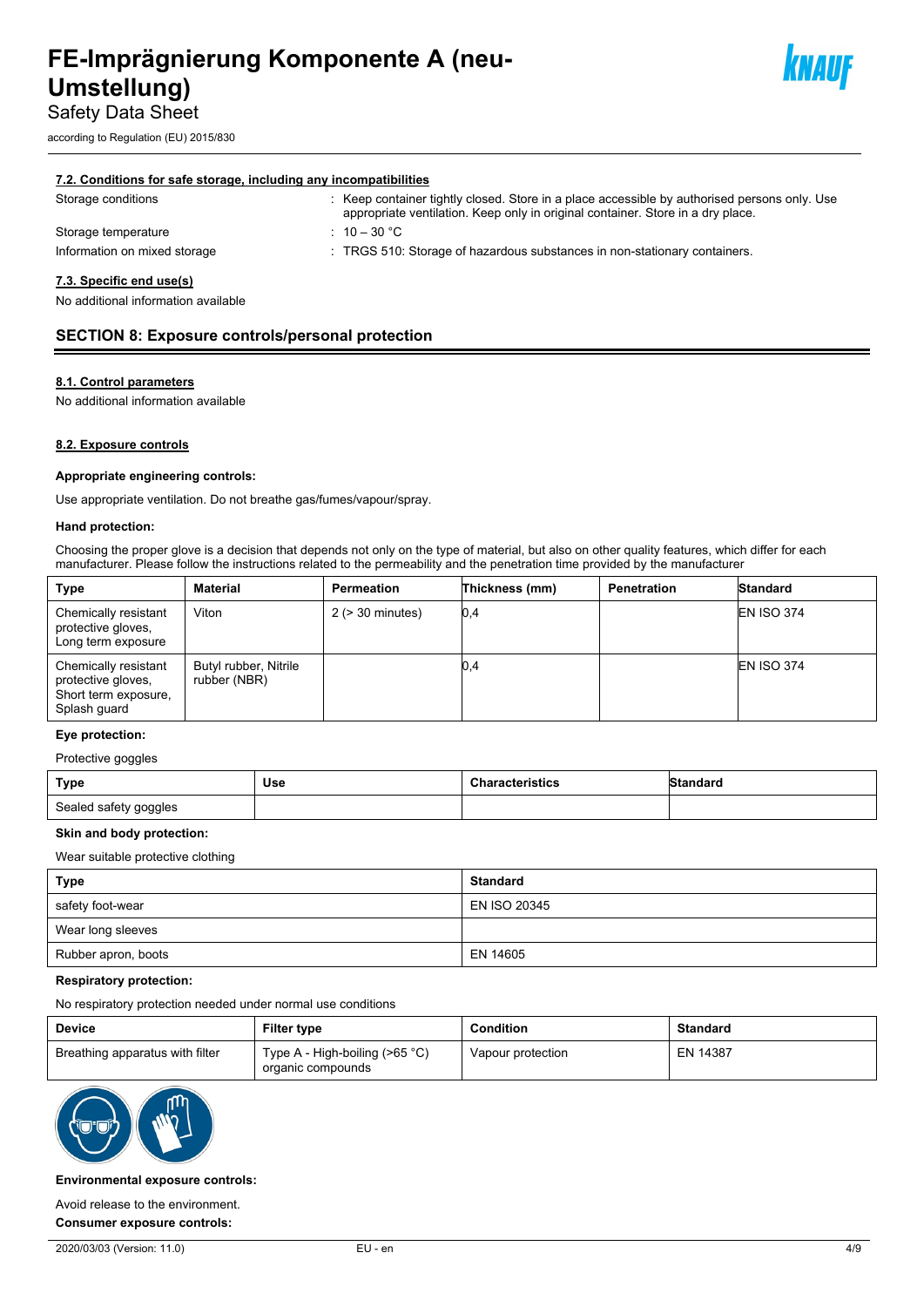#### 7.2. Conditions for safe storage, including any incompatibilities

Storage conditions : Keep container tightly closed. Store in a place accessible by authorised persons only. Use appropriate ventilation. Keep only in original container. Store in a dry place.

Storage temperature : 10 – 30 °C

Information on mixed storage : TRGS 510: Storage of hazardous substances in non-stationary containers.

#### 7.3. Specific end use(s)

No additional information available

## SECTION 8: Exposure controls/personal protection

#### 8.1. Control parameters

No additional information available

#### 8.2. Exposure controls

**Appropriate engineering controls:**

Use appropriate ventilation. Do not breathe gas/fumes/vapour/spray.

**Hand protection:**

Choosing the proper glove is a decision that depends not only on the type of material, but also on other quality features, which differ for each manufacturer. Please follow the instructions related to the permeability and the penetration time provided by the manufacturer

| Type | Material | Permeation | Thickness (mm) | Penetration | Standard |
|---|---|---|---|---|---|
| Chemically resistant protective gloves, Long term exposure | Viton | 2 (> 30 minutes) | 0,4 | | EN ISO 374 |
| Chemically resistant protective gloves, Short term exposure, Splash guard | Butyl rubber, Nitrile rubber (NBR) | | 0,4 | | EN ISO 374 |

**Eye protection:**

Protective goggles

| Type | Use | Characteristics | Standard |
|---|---|---|---|
| Sealed safety goggles | | | |

**Skin and body protection:**

Wear suitable protective clothing

| Type | Standard |
|---|---|
| safety foot-wear | EN ISO 20345 |
| Wear long sleeves | |
| Rubber apron, boots | EN 14605 |

**Respiratory protection:**

No respiratory protection needed under normal use conditions

| Device | Filter type | Condition | Standard |
|---|---|---|---|
| Breathing apparatus with filter | Type A - High-boiling (>65 °C) organic compounds | Vapour protection | EN 14387 |

**Environmental exposure controls:**

Avoid release to the environment.

**Consumer exposure controls:**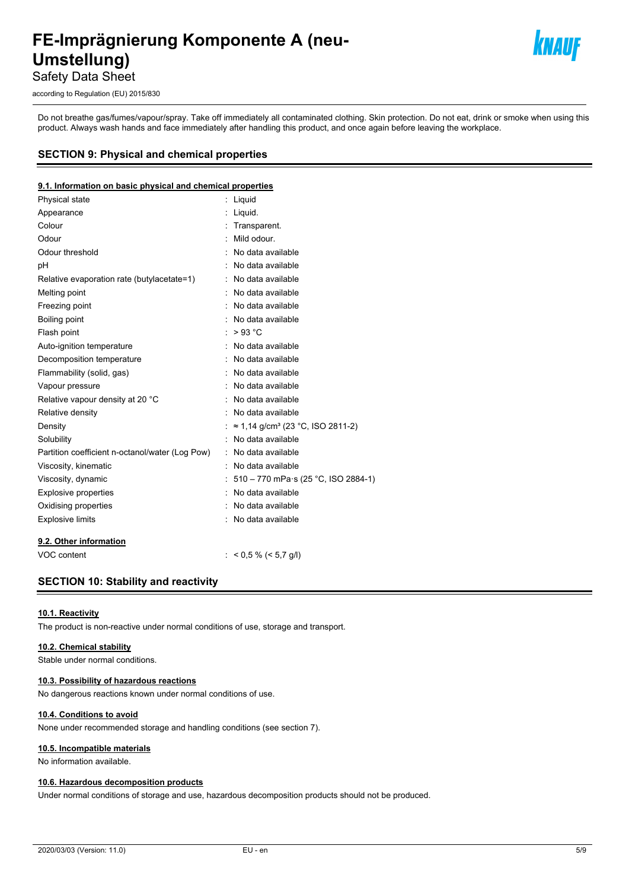Do not breathe gas/fumes/vapour/spray. Take off immediately all contaminated clothing. Skin protection. Do not eat, drink or smoke when using this product. Always wash hands and face immediately after handling this product, and once again before leaving the workplace.

## SECTION 9: Physical and chemical properties

### 9.1. Information on basic physical and chemical properties

| | |
|---|---|
| Physical state | : Liquid |
| Appearance | : Liquid. |
| Colour | : Transparent. |
| Odour | : Mild odour. |
| Odour threshold | : No data available |
| pH | : No data available |
| Relative evaporation rate (butylacetate=1) | : No data available |
| Melting point | : No data available |
| Freezing point | : No data available |
| Boiling point | : No data available |
| Flash point | : > 93 °C |
| Auto-ignition temperature | : No data available |
| Decomposition temperature | : No data available |
| Flammability (solid, gas) | : No data available |
| Vapour pressure | : No data available |
| Relative vapour density at 20 °C | : No data available |
| Relative density | : No data available |
| Density | : ≈ 1,14 g/cm³ (23 °C, ISO 2811-2) |
| Solubility | : No data available |
| Partition coefficient n-octanol/water (Log Pow) | : No data available |
| Viscosity, kinematic | : No data available |
| Viscosity, dynamic | : 510 – 770 mPa·s (25 °C, ISO 2884-1) |
| Explosive properties | : No data available |
| Oxidising properties | : No data available |
| Explosive limits | : No data available |

### 9.2. Other information

| | |
|---|---|
| VOC content | : < 0,5 % (< 5,7 g/l) |

## SECTION 10: Stability and reactivity

### 10.1. Reactivity

The product is non-reactive under normal conditions of use, storage and transport.

### 10.2. Chemical stability

Stable under normal conditions.

### 10.3. Possibility of hazardous reactions

No dangerous reactions known under normal conditions of use.

### 10.4. Conditions to avoid

None under recommended storage and handling conditions (see section 7).

### 10.5. Incompatible materials

No information available.

### 10.6. Hazardous decomposition products

Under normal conditions of storage and use, hazardous decomposition products should not be produced.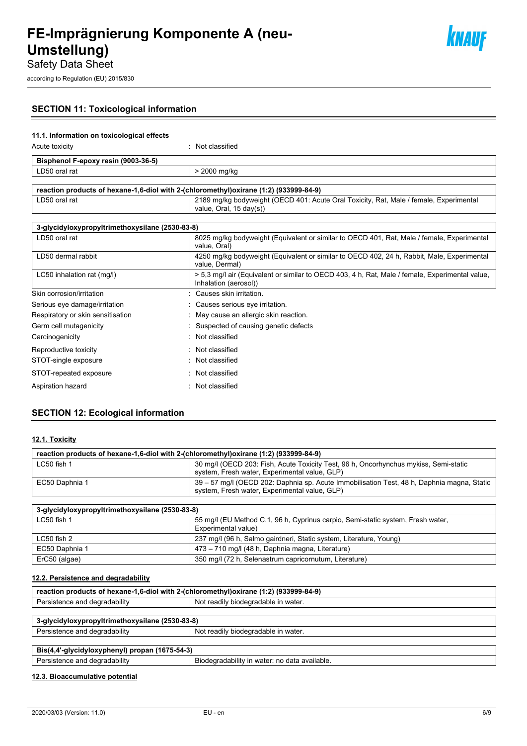## SECTION 11: Toxicological information

### 11.1. Information on toxicological effects

Acute toxicity : Not classified

| Bisphenol F-epoxy resin (9003-36-5) | |
|---|---|
| LD50 oral rat | > 2000 mg/kg |

| reaction products of hexane-1,6-diol with 2-(chloromethyl)oxirane (1:2) (933999-84-9) | |
|---|---|
| LD50 oral rat | 2189 mg/kg bodyweight (OECD 401: Acute Oral Toxicity, Rat, Male / female, Experimental value, Oral, 15 day(s)) |

| 3-glycidyloxypropyltrimethoxysilane (2530-83-8) | |
|---|---|
| LD50 oral rat | 8025 mg/kg bodyweight (Equivalent or similar to OECD 401, Rat, Male / female, Experimental value, Oral) |
| LD50 dermal rabbit | 4250 mg/kg bodyweight (Equivalent or similar to OECD 402, 24 h, Rabbit, Male, Experimental value, Dermal) |
| LC50 inhalation rat (mg/l) | > 5,3 mg/l air (Equivalent or similar to OECD 403, 4 h, Rat, Male / female, Experimental value, Inhalation (aerosol)) |

Skin corrosion/irritation : Causes skin irritation.

Serious eye damage/irritation : Causes serious eye irritation.

Respiratory or skin sensitisation : May cause an allergic skin reaction.

Germ cell mutagenicity : Suspected of causing genetic defects

Carcinogenicity : Not classified

Reproductive toxicity : Not classified

STOT-single exposure : Not classified

STOT-repeated exposure : Not classified

Aspiration hazard : Not classified

## SECTION 12: Ecological information

### 12.1. Toxicity

| reaction products of hexane-1,6-diol with 2-(chloromethyl)oxirane (1:2) (933999-84-9) | |
|---|---|
| LC50 fish 1 | 30 mg/l (OECD 203: Fish, Acute Toxicity Test, 96 h, Oncorhynchus mykiss, Semi-static system, Fresh water, Experimental value, GLP) |
| EC50 Daphnia 1 | 39 – 57 mg/l (OECD 202: Daphnia sp. Acute Immobilisation Test, 48 h, Daphnia magna, Static system, Fresh water, Experimental value, GLP) |

| 3-glycidyloxypropyltrimethoxysilane (2530-83-8) | |
|---|---|
| LC50 fish 1 | 55 mg/l (EU Method C.1, 96 h, Cyprinus carpio, Semi-static system, Fresh water, Experimental value) |
| LC50 fish 2 | 237 mg/l (96 h, Salmo gairdneri, Static system, Literature, Young) |
| EC50 Daphnia 1 | 473 – 710 mg/l (48 h, Daphnia magna, Literature) |
| ErC50 (algae) | 350 mg/l (72 h, Selenastrum capricornutum, Literature) |

### 12.2. Persistence and degradability

| reaction products of hexane-1,6-diol with 2-(chloromethyl)oxirane (1:2) (933999-84-9) | |
|---|---|
| Persistence and degradability | Not readily biodegradable in water. |

| 3-glycidyloxypropyltrimethoxysilane (2530-83-8) | |
|---|---|
| Persistence and degradability | Not readily biodegradable in water. |

| Bis(4,4'-glycidyloxyphenyl) propan (1675-54-3) | |
|---|---|
| Persistence and degradability | Biodegradability in water: no data available. |

### 12.3. Bioaccumulative potential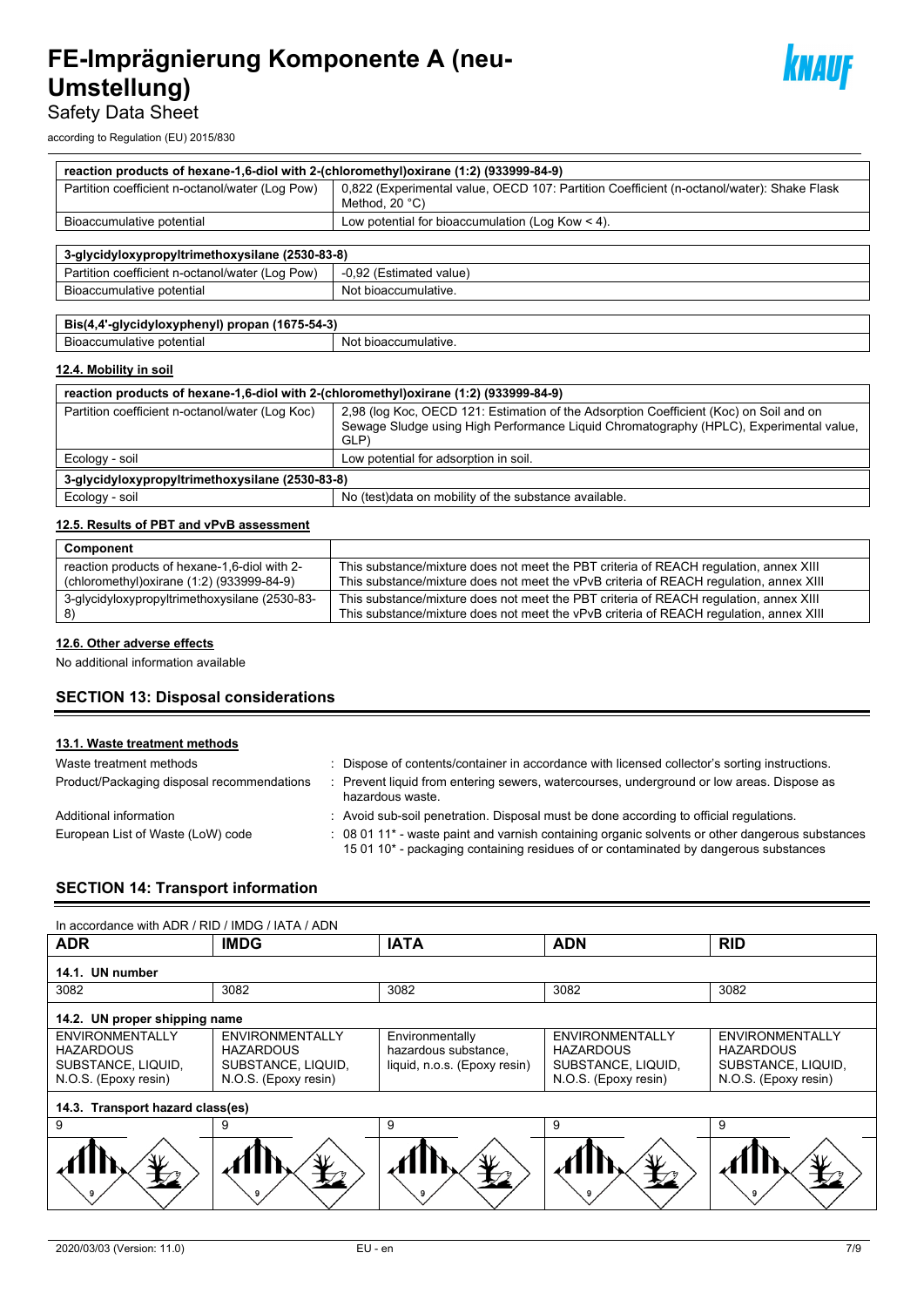| reaction products of hexane-1,6-diol with 2-(chloromethyl)oxirane (1:2) (933999-84-9) | |
|---|---|
| Partition coefficient n-octanol/water (Log Pow) | 0,822 (Experimental value, OECD 107: Partition Coefficient (n-octanol/water): Shake Flask Method, 20 °C) |
| Bioaccumulative potential | Low potential for bioaccumulation (Log Kow < 4). |

| 3-glycidyloxypropyltrimethoxysilane (2530-83-8) | |
|---|---|
| Partition coefficient n-octanol/water (Log Pow) | -0,92 (Estimated value) |
| Bioaccumulative potential | Not bioaccumulative. |

| Bis(4,4'-glycidyloxyphenyl) propan (1675-54-3) | |
|---|---|
| Bioaccumulative potential | Not bioaccumulative. |

### 12.4. Mobility in soil

| reaction products of hexane-1,6-diol with 2-(chloromethyl)oxirane (1:2) (933999-84-9) | |
|---|---|
| Partition coefficient n-octanol/water (Log Koc) | 2,98 (log Koc, OECD 121: Estimation of the Adsorption Coefficient (Koc) on Soil and on Sewage Sludge using High Performance Liquid Chromatography (HPLC), Experimental value, GLP) |
| Ecology - soil | Low potential for adsorption in soil. |
| **3-glycidyloxypropyltrimethoxysilane (2530-83-8)** | |
| Ecology - soil | No (test)data on mobility of the substance available. |

### 12.5. Results of PBT and vPvB assessment

| Component | |
|---|---|
| reaction products of hexane-1,6-diol with 2-(chloromethyl)oxirane (1:2) (933999-84-9) | This substance/mixture does not meet the PBT criteria of REACH regulation, annex XIII<br>This substance/mixture does not meet the vPvB criteria of REACH regulation, annex XIII |
| 3-glycidyloxypropyltrimethoxysilane (2530-83-8) | This substance/mixture does not meet the PBT criteria of REACH regulation, annex XIII<br>This substance/mixture does not meet the vPvB criteria of REACH regulation, annex XIII |

### 12.6. Other adverse effects

No additional information available

## SECTION 13: Disposal considerations

### 13.1. Waste treatment methods

Waste treatment methods : Dispose of contents/container in accordance with licensed collector's sorting instructions.

Product/Packaging disposal recommendations : Prevent liquid from entering sewers, watercourses, underground or low areas. Dispose as hazardous waste.

Additional information : Avoid sub-soil penetration. Disposal must be done according to official regulations.

European List of Waste (LoW) code : 08 01 11* - waste paint and varnish containing organic solvents or other dangerous substances
15 01 10* - packaging containing residues of or contaminated by dangerous substances

## SECTION 14: Transport information

In accordance with ADR / RID / IMDG / IATA / ADN

| ADR | IMDG | IATA | ADN | RID |
|---|---|---|---|---|
| **14.1. UN number** | | | | |
| 3082 | 3082 | 3082 | 3082 | 3082 |
| **14.2. UN proper shipping name** | | | | |
| ENVIRONMENTALLY HAZARDOUS SUBSTANCE, LIQUID, N.O.S. (Epoxy resin) | ENVIRONMENTALLY HAZARDOUS SUBSTANCE, LIQUID, N.O.S. (Epoxy resin) | Environmentally hazardous substance, liquid, n.o.s. (Epoxy resin) | ENVIRONMENTALLY HAZARDOUS SUBSTANCE, LIQUID, N.O.S. (Epoxy resin) | ENVIRONMENTALLY HAZARDOUS SUBSTANCE, LIQUID, N.O.S. (Epoxy resin) |
| **14.3. Transport hazard class(es)** | | | | |
| 9 | 9 | 9 | 9 | 9 |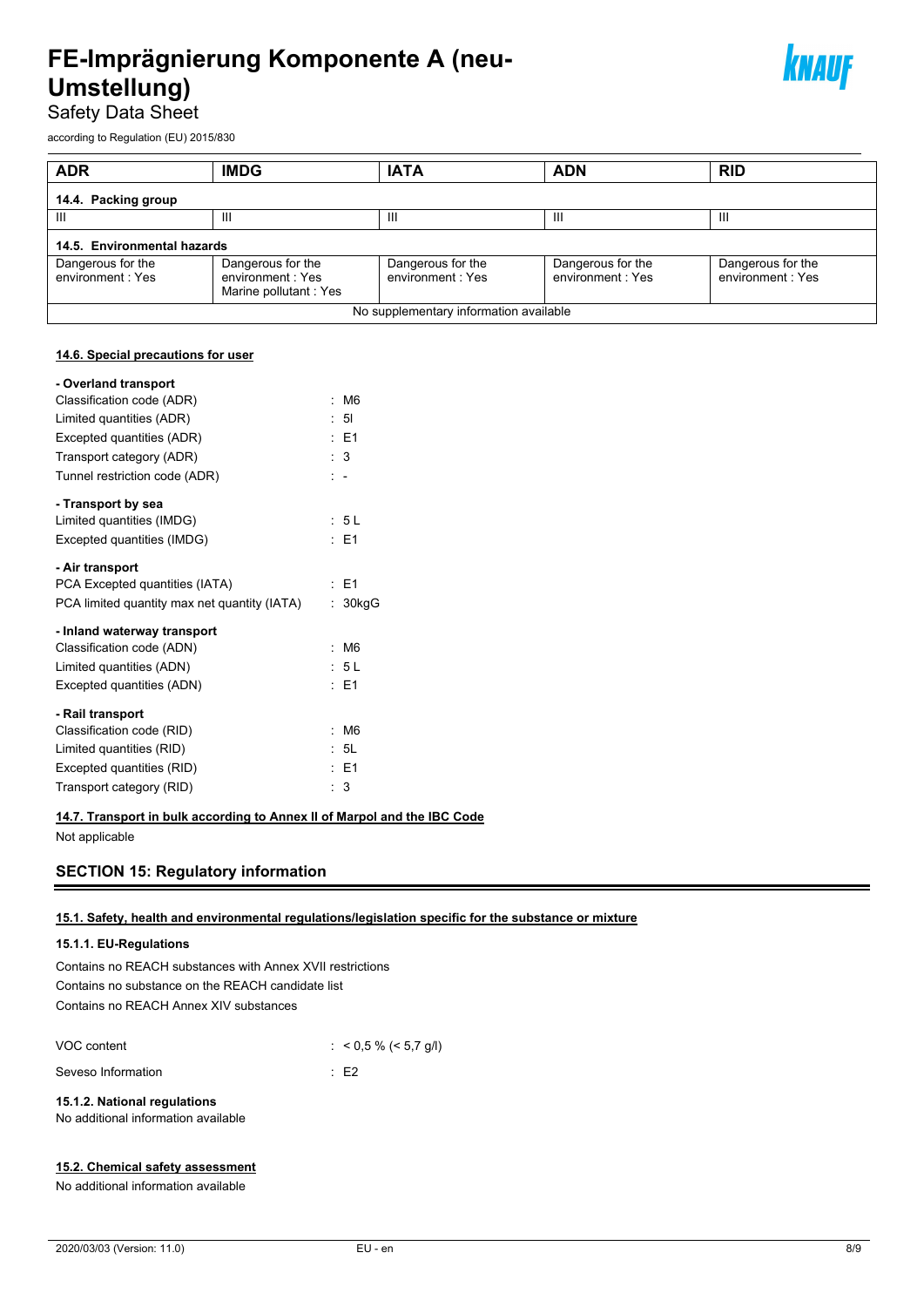| ADR | IMDG | IATA | ADN | RID |
|---|---|---|---|---|
| **14.4. Packing group** | | | | |
| III | III | III | III | III |
| **14.5. Environmental hazards** | | | | |
| Dangerous for the environment : Yes | Dangerous for the environment : Yes<br>Marine pollutant : Yes | Dangerous for the environment : Yes | Dangerous for the environment : Yes | Dangerous for the environment : Yes |
| No supplementary information available | | | | |

**14.6. Special precautions for user**

**- Overland transport**

Classification code (ADR) : M6
Limited quantities (ADR) : 5l
Excepted quantities (ADR) : E1
Transport category (ADR) : 3
Tunnel restriction code (ADR) : -

**- Transport by sea**

Limited quantities (IMDG) : 5 L
Excepted quantities (IMDG) : E1

**- Air transport**

PCA Excepted quantities (IATA) : E1
PCA limited quantity max net quantity (IATA) : 30kgG

**- Inland waterway transport**

Classification code (ADN) : M6
Limited quantities (ADN) : 5 L
Excepted quantities (ADN) : E1

**- Rail transport**

Classification code (RID) : M6
Limited quantities (RID) : 5L
Excepted quantities (RID) : E1
Transport category (RID) : 3

**14.7. Transport in bulk according to Annex II of Marpol and the IBC Code**

Not applicable

## SECTION 15: Regulatory information

**15.1. Safety, health and environmental regulations/legislation specific for the substance or mixture**

### 15.1.1. EU-Regulations

Contains no REACH substances with Annex XVII restrictions
Contains no substance on the REACH candidate list
Contains no REACH Annex XIV substances

VOC content : < 0,5 % (< 5,7 g/l)

Seveso Information : E2

### 15.1.2. National regulations

No additional information available

**15.2. Chemical safety assessment**

No additional information available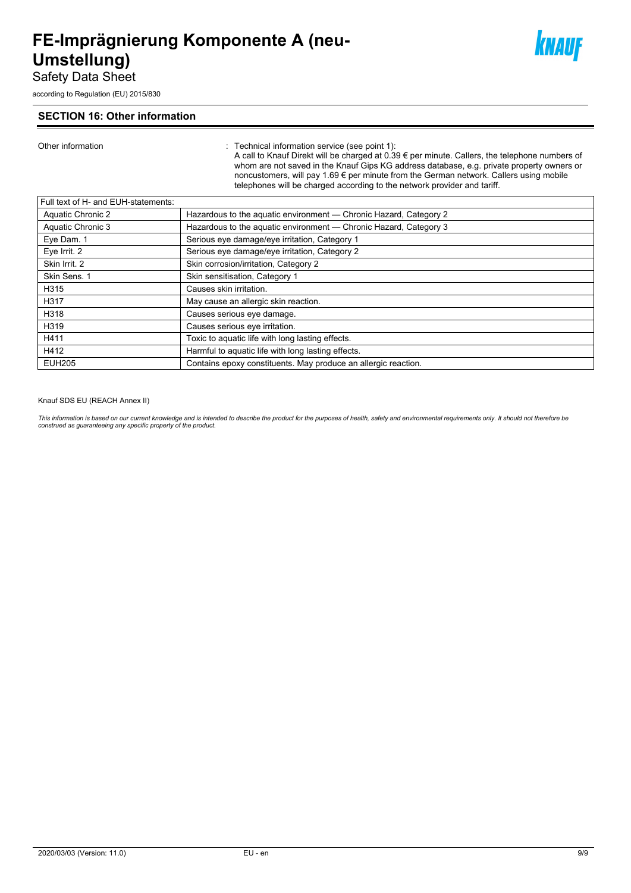## SECTION 16: Other information

Other information : Technical information service (see point 1):
A call to Knauf Direkt will be charged at 0.39 € per minute. Callers, the telephone numbers of whom are not saved in the Knauf Gips KG address database, e.g. private property owners or noncustomers, will pay 1.69 € per minute from the German network. Callers using mobile telephones will be charged according to the network provider and tariff.

| Full text of H- and EUH-statements: | |
|---|---|
| Aquatic Chronic 2 | Hazardous to the aquatic environment — Chronic Hazard, Category 2 |
| Aquatic Chronic 3 | Hazardous to the aquatic environment — Chronic Hazard, Category 3 |
| Eye Dam. 1 | Serious eye damage/eye irritation, Category 1 |
| Eye Irrit. 2 | Serious eye damage/eye irritation, Category 2 |
| Skin Irrit. 2 | Skin corrosion/irritation, Category 2 |
| Skin Sens. 1 | Skin sensitisation, Category 1 |
| H315 | Causes skin irritation. |
| H317 | May cause an allergic skin reaction. |
| H318 | Causes serious eye damage. |
| H319 | Causes serious eye irritation. |
| H411 | Toxic to aquatic life with long lasting effects. |
| H412 | Harmful to aquatic life with long lasting effects. |
| EUH205 | Contains epoxy constituents. May produce an allergic reaction. |

Knauf SDS EU (REACH Annex II)

*This information is based on our current knowledge and is intended to describe the product for the purposes of health, safety and environmental requirements only. It should not therefore be construed as guaranteeing any specific property of the product.*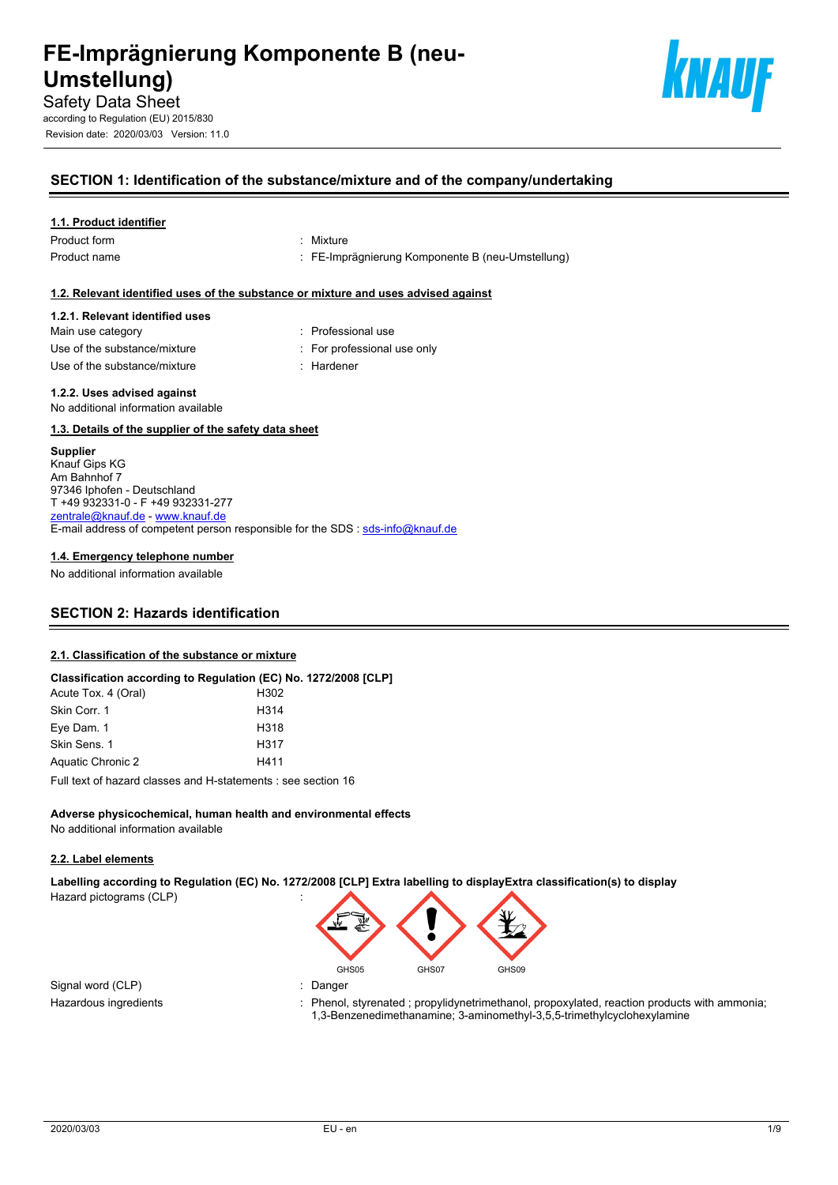# FE-Imprägnierung Komponente B (neu-Umstellung)

Safety Data Sheet

according to Regulation (EU) 2015/830

Revision date: 2020/03/03 Version: 11.0

## SECTION 1: Identification of the substance/mixture and of the company/undertaking

### 1.1. Product identifier

| | |
|---|---|
| Product form | : Mixture |
| Product name | : FE-Imprägnierung Komponente B (neu-Umstellung) |

### 1.2. Relevant identified uses of the substance or mixture and uses advised against

#### 1.2.1. Relevant identified uses

| | |
|---|---|
| Main use category | : Professional use |
| Use of the substance/mixture | : For professional use only |
| Use of the substance/mixture | : Hardener |

#### 1.2.2. Uses advised against

No additional information available

### 1.3. Details of the supplier of the safety data sheet

**Supplier**
Knauf Gips KG
Am Bahnhof 7
97346 Iphofen - Deutschland
T +49 932331-0 - F +49 932331-277
zentrale@knauf.de - www.knauf.de
E-mail address of competent person responsible for the SDS : sds-info@knauf.de

### 1.4. Emergency telephone number

No additional information available

## SECTION 2: Hazards identification

### 2.1. Classification of the substance or mixture

**Classification according to Regulation (EC) No. 1272/2008 [CLP]**

| | |
|---|---|
| Acute Tox. 4 (Oral) | H302 |
| Skin Corr. 1 | H314 |
| Eye Dam. 1 | H318 |
| Skin Sens. 1 | H317 |
| Aquatic Chronic 2 | H411 |

Full text of hazard classes and H-statements : see section 16

**Adverse physicochemical, human health and environmental effects**
No additional information available

### 2.2. Label elements

**Labelling according to Regulation (EC) No. 1272/2008 [CLP] Extra labelling to displayExtra classification(s) to display**

| | |
|---|---|
| Hazard pictograms (CLP) | : GHS05 GHS07 GHS09 |
| Signal word (CLP) | : Danger |
| Hazardous ingredients | : Phenol, styrenated ; propylidynetrimethanol, propoxylated, reaction products with ammonia; 1,3-Benzenedimethanamine; 3-aminomethyl-3,5,5-trimethylcyclohexylamine |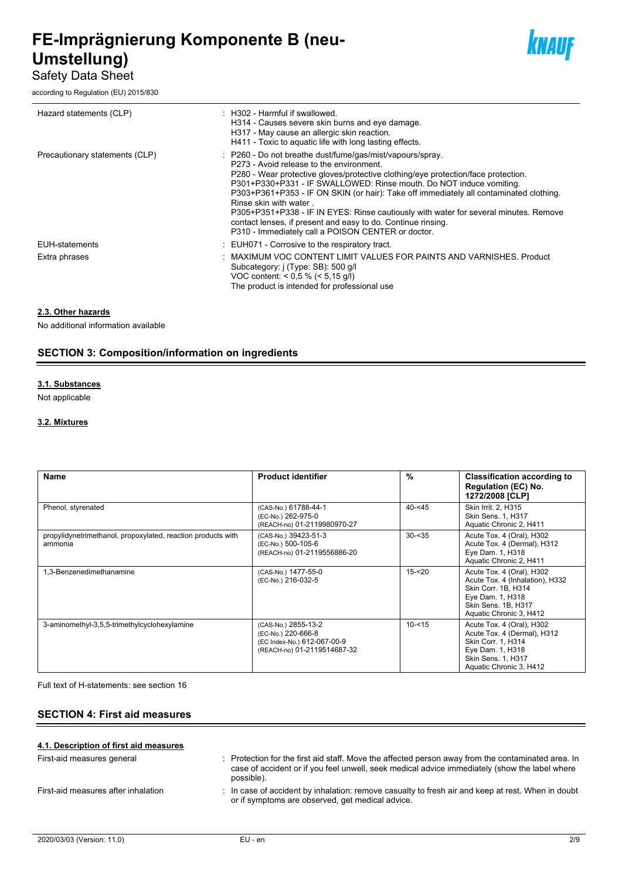| | |
|---|---|
| Hazard statements (CLP) | : H302 - Harmful if swallowed.<br>H314 - Causes severe skin burns and eye damage.<br>H317 - May cause an allergic skin reaction.<br>H411 - Toxic to aquatic life with long lasting effects. |
| Precautionary statements (CLP) | : P260 - Do not breathe dust/fume/gas/mist/vapours/spray.<br>P273 - Avoid release to the environment.<br>P280 - Wear protective gloves/protective clothing/eye protection/face protection.<br>P301+P330+P331 - IF SWALLOWED: Rinse mouth. Do NOT induce vomiting.<br>P303+P361+P353 - IF ON SKIN (or hair): Take off immediately all contaminated clothing. Rinse skin with water .<br>P305+P351+P338 - IF IN EYES: Rinse cautiously with water for several minutes. Remove contact lenses, if present and easy to do. Continue rinsing.<br>P310 - Immediately call a POISON CENTER or doctor. |
| EUH-statements | : EUH071 - Corrosive to the respiratory tract. |
| Extra phrases | : MAXIMUM VOC CONTENT LIMIT VALUES FOR PAINTS AND VARNISHES. Product Subcategory: j (Type: SB): 500 g/l<br>VOC content: < 0,5 % (< 5,15 g/l)<br>The product is intended for professional use |

**2.3. Other hazards**

No additional information available

## SECTION 3: Composition/information on ingredients

**3.1. Substances**

Not applicable

**3.2. Mixtures**

| Name | Product identifier | % | Classification according to Regulation (EC) No. 1272/2008 [CLP] |
|---|---|---|---|
| Phenol, styrenated | (CAS-No.) 61788-44-1<br>(EC-No.) 262-975-0<br>(REACH-no) 01-2119980970-27 | 40-<45 | Skin Irrit. 2, H315<br>Skin Sens. 1, H317<br>Aquatic Chronic 2, H411 |
| propylidynetrimethanol, propoxylated, reaction products with ammonia | (CAS-No.) 39423-51-3<br>(EC-No.) 500-105-6<br>(REACH-no) 01-2119556886-20 | 30-<35 | Acute Tox. 4 (Oral), H302<br>Acute Tox. 4 (Dermal), H312<br>Eye Dam. 1, H318<br>Aquatic Chronic 2, H411 |
| 1,3-Benzenedimethanamine | (CAS-No.) 1477-55-0<br>(EC-No.) 216-032-5 | 15-<20 | Acute Tox. 4 (Oral), H302<br>Acute Tox. 4 (Inhalation), H332<br>Skin Corr. 1B, H314<br>Eye Dam. 1, H318<br>Skin Sens. 1B, H317<br>Aquatic Chronic 3, H412 |
| 3-aminomethyl-3,5,5-trimethylcyclohexylamine | (CAS-No.) 2855-13-2<br>(EC-No.) 220-666-8<br>(EC Index-No.) 612-067-00-9<br>(REACH-no) 01-2119514687-32 | 10-<15 | Acute Tox. 4 (Oral), H302<br>Acute Tox. 4 (Dermal), H312<br>Skin Corr. 1B, H314<br>Eye Dam. 1, H318<br>Skin Sens. 1, H317<br>Aquatic Chronic 3, H412 |

Full text of H-statements: see section 16

## SECTION 4: First aid measures

**4.1. Description of first aid measures**

| | |
|---|---|
| First-aid measures general | : Protection for the first aid staff. Move the affected person away from the contaminated area. In case of accident or if you feel unwell, seek medical advice immediately (show the label where possible). |
| First-aid measures after inhalation | : In case of accident by inhalation: remove casualty to fresh air and keep at rest. When in doubt or if symptoms are observed, get medical advice. |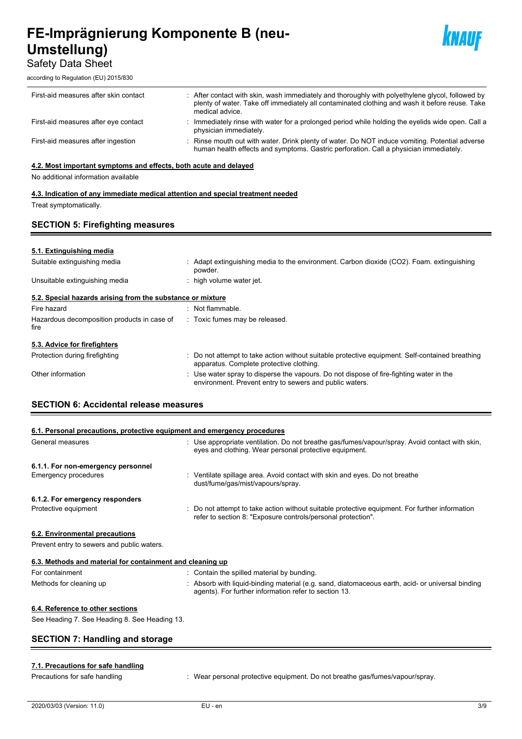| | |
|---|---|
| First-aid measures after skin contact | : After contact with skin, wash immediately and thoroughly with polyethylene glycol, followed by plenty of water. Take off immediately all contaminated clothing and wash it before reuse. Take medical advice. |
| First-aid measures after eye contact | : Immediately rinse with water for a prolonged period while holding the eyelids wide open. Call a physician immediately. |
| First-aid measures after ingestion | : Rinse mouth out with water. Drink plenty of water. Do NOT induce vomiting. Potential adverse human health effects and symptoms. Gastric perforation. Call a physician immediately. |

#### 4.2. Most important symptoms and effects, both acute and delayed

No additional information available

#### 4.3. Indication of any immediate medical attention and special treatment needed

Treat symptomatically.

## SECTION 5: Firefighting measures

#### 5.1. Extinguishing media

| | |
|---|---|
| Suitable extinguishing media | : Adapt extinguishing media to the environment. Carbon dioxide ($CO_2$). Foam. extinguishing powder. |
| Unsuitable extinguishing media | : high volume water jet. |

#### 5.2. Special hazards arising from the substance or mixture

| | |
|---|---|
| Fire hazard | : Not flammable. |
| Hazardous decomposition products in case of fire | : Toxic fumes may be released. |

#### 5.3. Advice for firefighters

| | |
|---|---|
| Protection during firefighting | : Do not attempt to take action without suitable protective equipment. Self-contained breathing apparatus. Complete protective clothing. |
| Other information | : Use water spray to disperse the vapours. Do not dispose of fire-fighting water in the environment. Prevent entry to sewers and public waters. |

## SECTION 6: Accidental release measures

#### 6.1. Personal precautions, protective equipment and emergency procedures

| | |
|---|---|
| General measures | : Use appropriate ventilation. Do not breathe gas/fumes/vapour/spray. Avoid contact with skin, eyes and clothing. Wear personal protective equipment. |

**6.1.1. For non-emergency personnel**

| | |
|---|---|
| Emergency procedures | : Ventilate spillage area. Avoid contact with skin and eyes. Do not breathe dust/fume/gas/mist/vapours/spray. |

**6.1.2. For emergency responders**

| | |
|---|---|
| Protective equipment | : Do not attempt to take action without suitable protective equipment. For further information refer to section 8: "Exposure controls/personal protection". |

#### 6.2. Environmental precautions

Prevent entry to sewers and public waters.

#### 6.3. Methods and material for containment and cleaning up

| | |
|---|---|
| For containment | : Contain the spilled material by bunding. |
| Methods for cleaning up | : Absorb with liquid-binding material (e.g. sand, diatomaceous earth, acid- or universal binding agents). For further information refer to section 13. |

#### 6.4. Reference to other sections

See Heading 7. See Heading 8. See Heading 13.

## SECTION 7: Handling and storage

#### 7.1. Precautions for safe handling

| | |
|---|---|
| Precautions for safe handling | : Wear personal protective equipment. Do not breathe gas/fumes/vapour/spray. |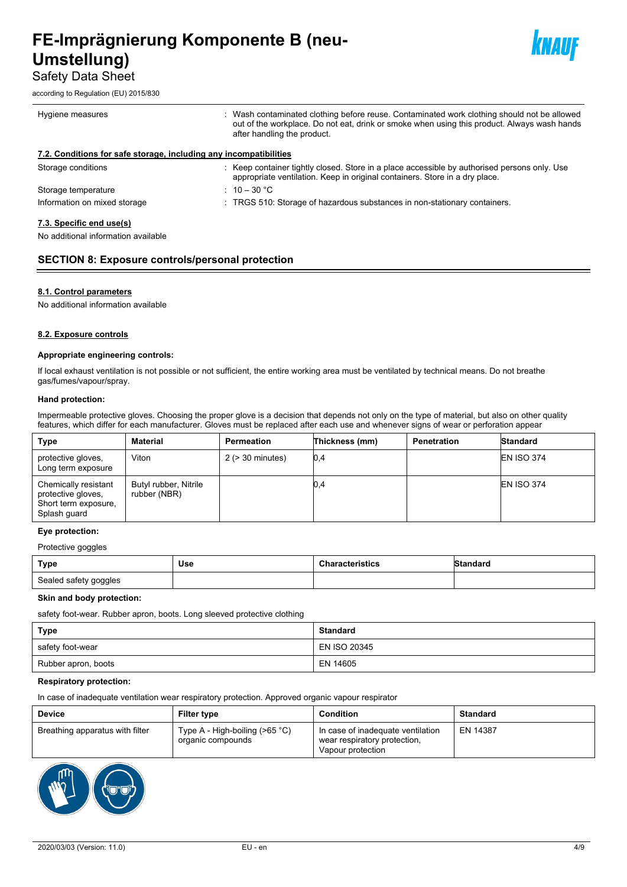| Hygiene measures | : Wash contaminated clothing before reuse. Contaminated work clothing should not be allowed out of the workplace. Do not eat, drink or smoke when using this product. Always wash hands after handling the product. |
|---|---|

#### 7.2. Conditions for safe storage, including any incompatibilities

| Storage conditions | : Keep container tightly closed. Store in a place accessible by authorised persons only. Use appropriate ventilation. Keep in original containers. Store in a dry place. |
|---|---|
| Storage temperature | : 10 – 30 °C |
| Information on mixed storage | : TRGS 510: Storage of hazardous substances in non-stationary containers. |

#### 7.3. Specific end use(s)

No additional information available

## SECTION 8: Exposure controls/personal protection

#### 8.1. Control parameters

No additional information available

#### 8.2. Exposure controls

**Appropriate engineering controls:**

If local exhaust ventilation is not possible or not sufficient, the entire working area must be ventilated by technical means. Do not breathe gas/fumes/vapour/spray.

**Hand protection:**

Impermeable protective gloves. Choosing the proper glove is a decision that depends not only on the type of material, but also on other quality features, which differ for each manufacturer. Gloves must be replaced after each use and whenever signs of wear or perforation appear

| Type | Material | Permeation | Thickness (mm) | Penetration | Standard |
|---|---|---|---|---|---|
| protective gloves, Long term exposure | Viton | 2 (> 30 minutes) | 0,4 | | EN ISO 374 |
| Chemically resistant protective gloves, Short term exposure, Splash guard | Butyl rubber, Nitrile rubber (NBR) | | 0,4 | | EN ISO 374 |

**Eye protection:**

Protective goggles

| Type | Use | Characteristics | Standard |
|---|---|---|---|
| Sealed safety goggles | | | |

**Skin and body protection:**

safety foot-wear. Rubber apron, boots. Long sleeved protective clothing

| Type | Standard |
|---|---|
| safety foot-wear | EN ISO 20345 |
| Rubber apron, boots | EN 14605 |

**Respiratory protection:**

In case of inadequate ventilation wear respiratory protection. Approved organic vapour respirator

| Device | Filter type | Condition | Standard |
|---|---|---|---|
| Breathing apparatus with filter | Type A - High-boiling (>65 °C) organic compounds | In case of inadequate ventilation wear respiratory protection, Vapour protection | EN 14387 |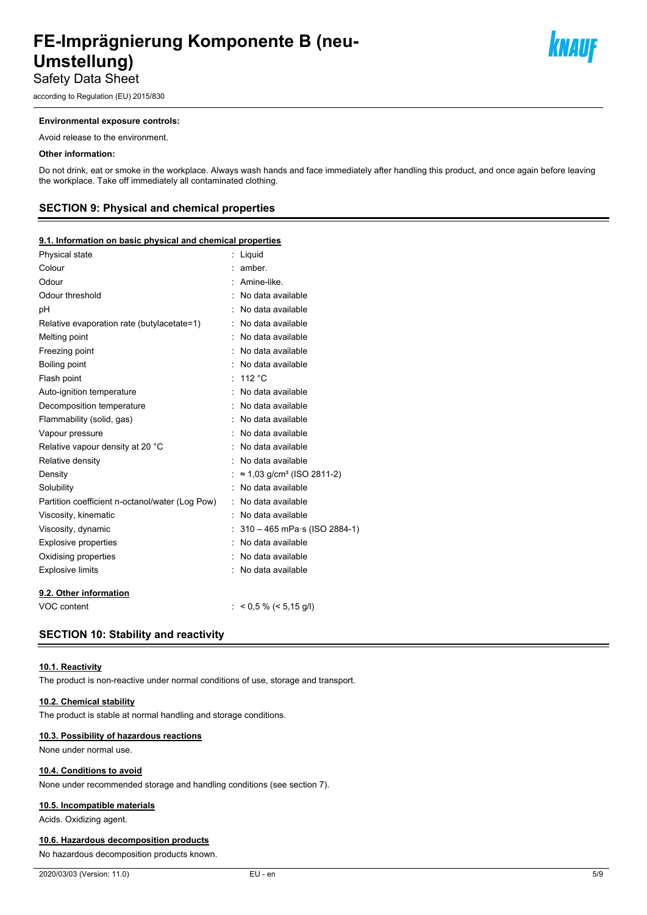**Environmental exposure controls:**

Avoid release to the environment.

**Other information:**

Do not drink, eat or smoke in the workplace. Always wash hands and face immediately after handling this product, and once again before leaving the workplace. Take off immediately all contaminated clothing.

## SECTION 9: Physical and chemical properties

### 9.1. Information on basic physical and chemical properties

| | |
|---|---|
| Physical state | : Liquid |
| Colour | : amber. |
| Odour | : Amine-like. |
| Odour threshold | : No data available |
| pH | : No data available |
| Relative evaporation rate (butylacetate=1) | : No data available |
| Melting point | : No data available |
| Freezing point | : No data available |
| Boiling point | : No data available |
| Flash point | : 112 °C |
| Auto-ignition temperature | : No data available |
| Decomposition temperature | : No data available |
| Flammability (solid, gas) | : No data available |
| Vapour pressure | : No data available |
| Relative vapour density at 20 °C | : No data available |
| Relative density | : No data available |
| Density | : ≈ 1,03 g/cm³ (ISO 2811-2) |
| Solubility | : No data available |
| Partition coefficient n-octanol/water (Log Pow) | : No data available |
| Viscosity, kinematic | : No data available |
| Viscosity, dynamic | : 310 – 465 mPa·s (ISO 2884-1) |
| Explosive properties | : No data available |
| Oxidising properties | : No data available |
| Explosive limits | : No data available |

### 9.2. Other information

| | |
|---|---|
| VOC content | : < 0,5 % (< 5,15 g/l) |

## SECTION 10: Stability and reactivity

### 10.1. Reactivity

The product is non-reactive under normal conditions of use, storage and transport.

### 10.2. Chemical stability

The product is stable at normal handling and storage conditions.

### 10.3. Possibility of hazardous reactions

None under normal use.

### 10.4. Conditions to avoid

None under recommended storage and handling conditions (see section 7).

### 10.5. Incompatible materials

Acids. Oxidizing agent.

### 10.6. Hazardous decomposition products

No hazardous decomposition products known.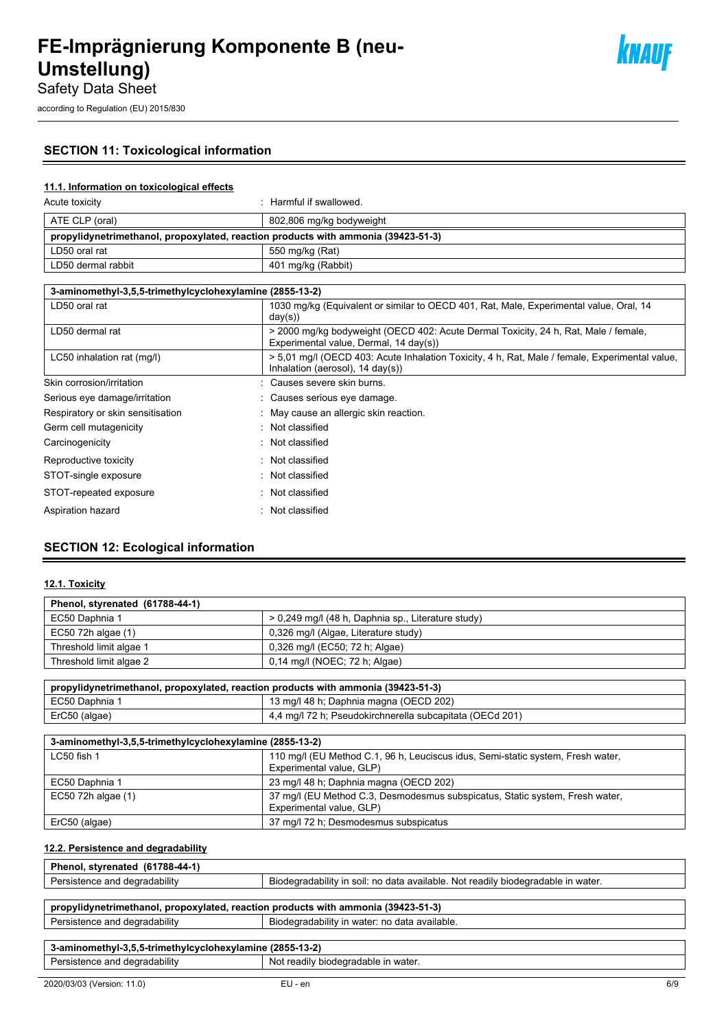## SECTION 11: Toxicological information

### 11.1. Information on toxicological effects

Acute toxicity : Harmful if swallowed.

| ATE CLP (oral) | 802,806 mg/kg bodyweight |
|---|---|
| **propylidynetrimethanol, propoxylated, reaction products with ammonia (39423-51-3)** | |
| LD50 oral rat | 550 mg/kg (Rat) |
| LD50 dermal rabbit | 401 mg/kg (Rabbit) |

| **3-aminomethyl-3,5,5-trimethylcyclohexylamine (2855-13-2)** | |
|---|---|
| LD50 oral rat | 1030 mg/kg (Equivalent or similar to OECD 401, Rat, Male, Experimental value, Oral, 14 day(s)) |
| LD50 dermal rat | > 2000 mg/kg bodyweight (OECD 402: Acute Dermal Toxicity, 24 h, Rat, Male / female, Experimental value, Dermal, 14 day(s)) |
| LC50 inhalation rat (mg/l) | > 5,01 mg/l (OECD 403: Acute Inhalation Toxicity, 4 h, Rat, Male / female, Experimental value, Inhalation (aerosol), 14 day(s)) |

Skin corrosion/irritation : Causes severe skin burns.

Serious eye damage/irritation : Causes serious eye damage.

Respiratory or skin sensitisation : May cause an allergic skin reaction.

Germ cell mutagenicity : Not classified

Carcinogenicity : Not classified

Reproductive toxicity : Not classified

STOT-single exposure : Not classified

STOT-repeated exposure : Not classified

Aspiration hazard : Not classified

## SECTION 12: Ecological information

### 12.1. Toxicity

| **Phenol, styrenated (61788-44-1)** | |
|---|---|
| EC50 Daphnia 1 | > 0,249 mg/l (48 h, Daphnia sp., Literature study) |
| EC50 72h algae (1) | 0,326 mg/l (Algae, Literature study) |
| Threshold limit algae 1 | 0,326 mg/l (EC50; 72 h; Algae) |
| Threshold limit algae 2 | 0,14 mg/l (NOEC; 72 h; Algae) |

| **propylidynetrimethanol, propoxylated, reaction products with ammonia (39423-51-3)** | |
|---|---|
| EC50 Daphnia 1 | 13 mg/l 48 h; Daphnia magna (OECD 202) |
| ErC50 (algae) | 4,4 mg/l 72 h; Pseudokirchnerella subcapitata (OECd 201) |

| **3-aminomethyl-3,5,5-trimethylcyclohexylamine (2855-13-2)** | |
|---|---|
| LC50 fish 1 | 110 mg/l (EU Method C.1, 96 h, Leuciscus idus, Semi-static system, Fresh water, Experimental value, GLP) |
| EC50 Daphnia 1 | 23 mg/l 48 h; Daphnia magna (OECD 202) |
| EC50 72h algae (1) | 37 mg/l (EU Method C.3, Desmodesmus subspicatus, Static system, Fresh water, Experimental value, GLP) |
| ErC50 (algae) | 37 mg/l 72 h; Desmodesmus subspicatus |

### 12.2. Persistence and degradability

| **Phenol, styrenated (61788-44-1)** | |
|---|---|
| Persistence and degradability | Biodegradability in soil: no data available. Not readily biodegradable in water. |

| **propylidynetrimethanol, propoxylated, reaction products with ammonia (39423-51-3)** | |
|---|---|
| Persistence and degradability | Biodegradability in water: no data available. |

| **3-aminomethyl-3,5,5-trimethylcyclohexylamine (2855-13-2)** | |
|---|---|
| Persistence and degradability | Not readily biodegradable in water. |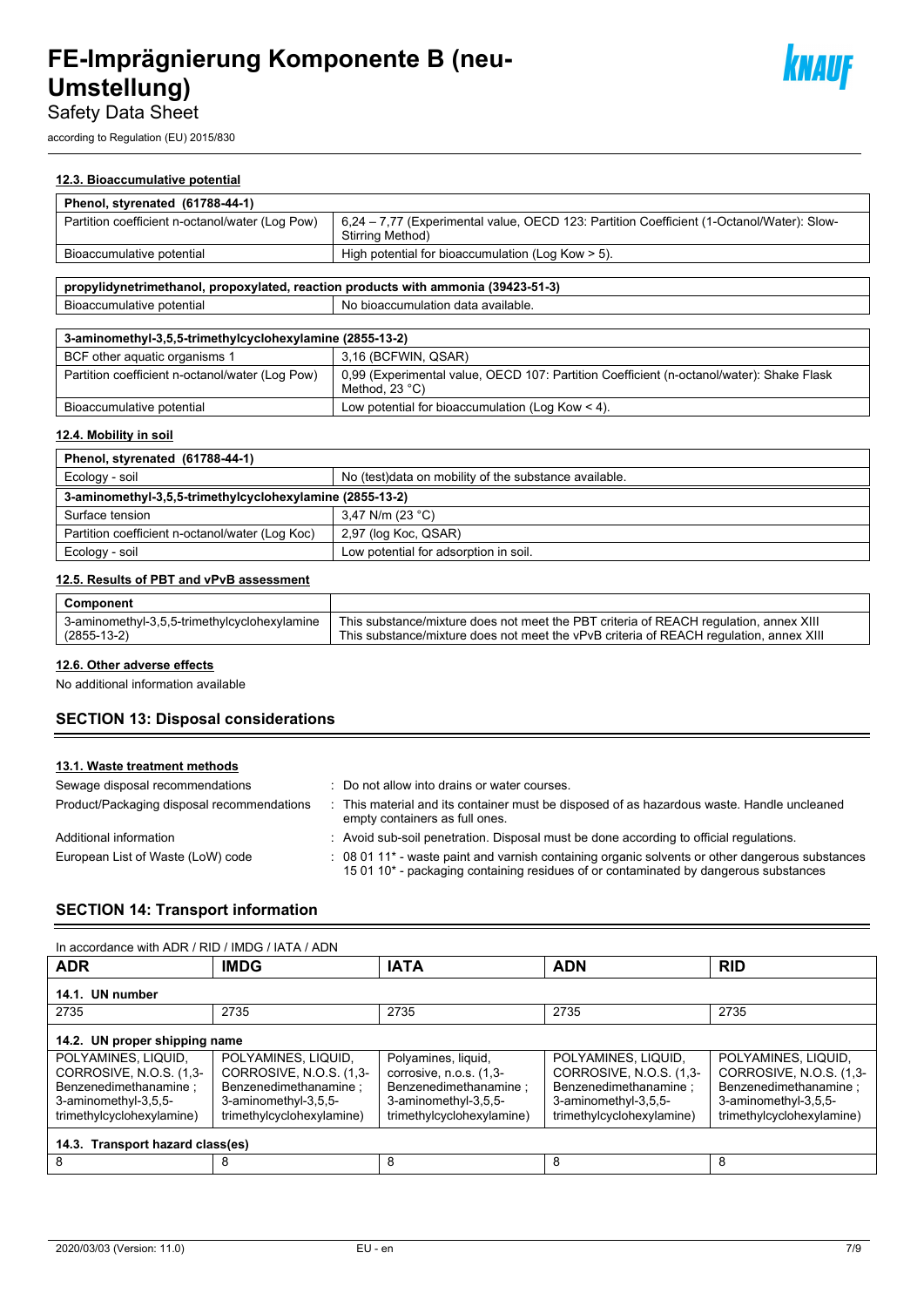#### 12.3. Bioaccumulative potential

| Phenol, styrenated (61788-44-1) | |
|---|---|
| Partition coefficient n-octanol/water (Log Pow) | 6,24 – 7,77 (Experimental value, OECD 123: Partition Coefficient (1-Octanol/Water): Slow-Stirring Method) |
| Bioaccumulative potential | High potential for bioaccumulation (Log Kow > 5). |

| propylidynetrimethanol, propoxylated, reaction products with ammonia (39423-51-3) | |
|---|---|
| Bioaccumulative potential | No bioaccumulation data available. |

| 3-aminomethyl-3,5,5-trimethylcyclohexylamine (2855-13-2) | |
|---|---|
| BCF other aquatic organisms 1 | 3,16 (BCFWIN, QSAR) |
| Partition coefficient n-octanol/water (Log Pow) | 0,99 (Experimental value, OECD 107: Partition Coefficient (n-octanol/water): Shake Flask Method, 23 °C) |
| Bioaccumulative potential | Low potential for bioaccumulation (Log Kow < 4). |

#### 12.4. Mobility in soil

| Phenol, styrenated (61788-44-1) | |
|---|---|
| Ecology - soil | No (test)data on mobility of the substance available. |
| **3-aminomethyl-3,5,5-trimethylcyclohexylamine (2855-13-2)** | |
| Surface tension | 3,47 N/m (23 °C) |
| Partition coefficient n-octanol/water (Log Koc) | 2,97 (log Koc, QSAR) |
| Ecology - soil | Low potential for adsorption in soil. |

#### 12.5. Results of PBT and vPvB assessment

| Component | |
|---|---|
| 3-aminomethyl-3,5,5-trimethylcyclohexylamine (2855-13-2) | This substance/mixture does not meet the PBT criteria of REACH regulation, annex XIII<br>This substance/mixture does not meet the vPvB criteria of REACH regulation, annex XIII |

#### 12.6. Other adverse effects

No additional information available

## SECTION 13: Disposal considerations

#### 13.1. Waste treatment methods

Sewage disposal recommendations : Do not allow into drains or water courses.

Product/Packaging disposal recommendations : This material and its container must be disposed of as hazardous waste. Handle uncleaned empty containers as full ones.

Additional information : Avoid sub-soil penetration. Disposal must be done according to official regulations.

European List of Waste (LoW) code : 08 01 11* - waste paint and varnish containing organic solvents or other dangerous substances
15 01 10* - packaging containing residues of or contaminated by dangerous substances

## SECTION 14: Transport information

In accordance with ADR / RID / IMDG / IATA / ADN

| ADR | IMDG | IATA | ADN | RID |
|---|---|---|---|---|
| **14.1. UN number** | | | | |
| 2735 | 2735 | 2735 | 2735 | 2735 |
| **14.2. UN proper shipping name** | | | | |
| POLYAMINES, LIQUID, CORROSIVE, N.O.S. (1,3-Benzenedimethanamine ; 3-aminomethyl-3,5,5-trimethylcyclohexylamine) | POLYAMINES, LIQUID, CORROSIVE, N.O.S. (1,3-Benzenedimethanamine ; 3-aminomethyl-3,5,5-trimethylcyclohexylamine) | Polyamines, liquid, corrosive, n.o.s. (1,3-Benzenedimethanamine ; 3-aminomethyl-3,5,5-trimethylcyclohexylamine) | POLYAMINES, LIQUID, CORROSIVE, N.O.S. (1,3-Benzenedimethanamine ; 3-aminomethyl-3,5,5-trimethylcyclohexylamine) | POLYAMINES, LIQUID, CORROSIVE, N.O.S. (1,3-Benzenedimethanamine ; 3-aminomethyl-3,5,5-trimethylcyclohexylamine) |
| **14.3. Transport hazard class(es)** | | | | |
| 8 | 8 | 8 | 8 | 8 |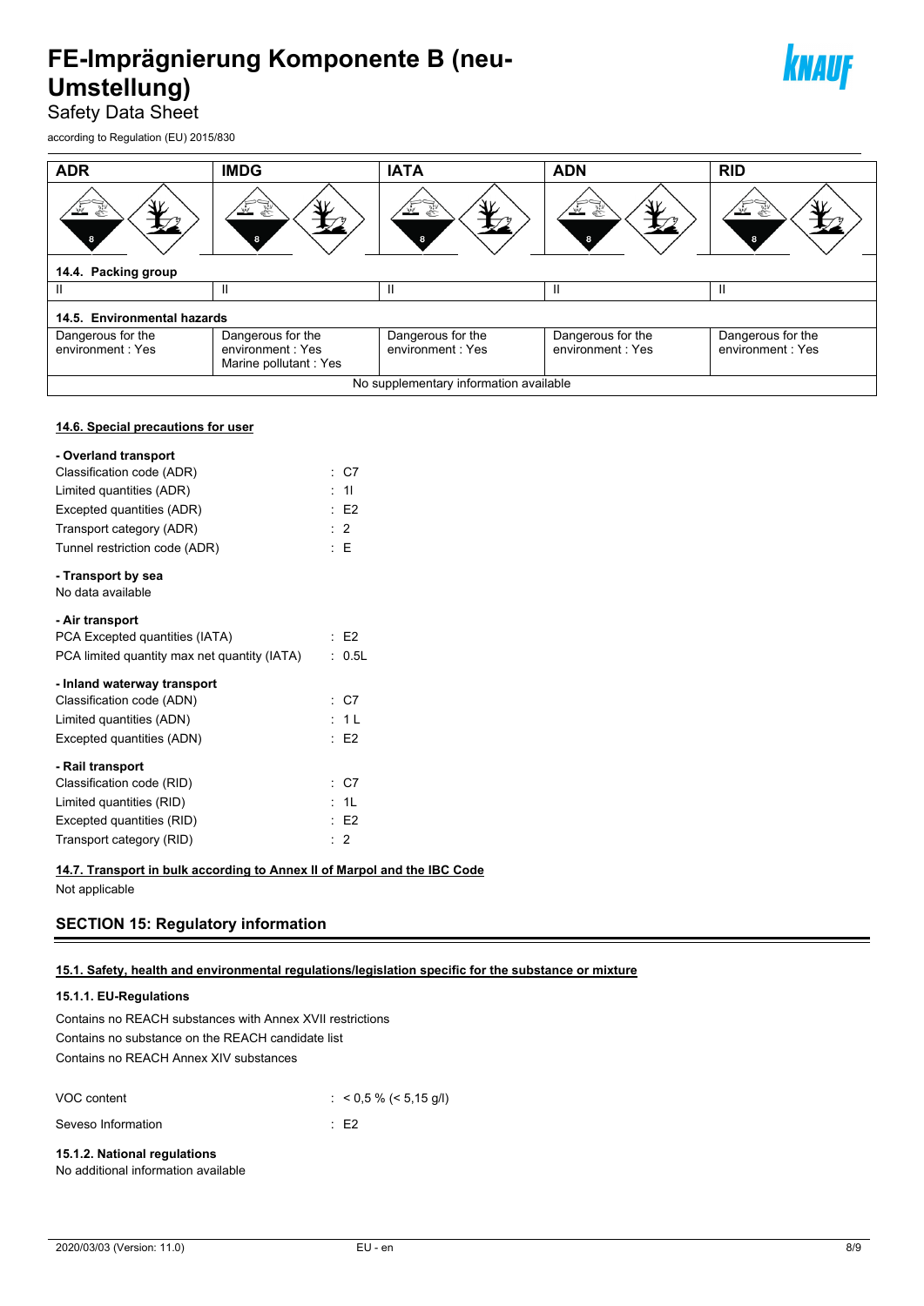| ADR | IMDG | IATA | ADN | RID |
|---|---|---|---|---|
| **14.4. Packing group** | | | | |
| II | II | II | II | II |
| **14.5. Environmental hazards** | | | | |
| Dangerous for the environment : Yes | Dangerous for the environment : Yes<br>Marine pollutant : Yes | Dangerous for the environment : Yes | Dangerous for the environment : Yes | Dangerous for the environment : Yes |
| No supplementary information available | | | | |

### 14.6. Special precautions for user

**- Overland transport**

Classification code (ADR) : C7
Limited quantities (ADR) : 1l
Excepted quantities (ADR) : E2
Transport category (ADR) : 2
Tunnel restriction code (ADR) : E

**- Transport by sea**

No data available

**- Air transport**

PCA Excepted quantities (IATA) : E2
PCA limited quantity max net quantity (IATA) : 0.5L

**- Inland waterway transport**

Classification code (ADN) : C7
Limited quantities (ADN) : 1 L
Excepted quantities (ADN) : E2

**- Rail transport**

Classification code (RID) : C7
Limited quantities (RID) : 1L
Excepted quantities (RID) : E2
Transport category (RID) : 2

### 14.7. Transport in bulk according to Annex II of Marpol and the IBC Code

Not applicable

## SECTION 15: Regulatory information

### 15.1. Safety, health and environmental regulations/legislation specific for the substance or mixture

#### 15.1.1. EU-Regulations

Contains no REACH substances with Annex XVII restrictions
Contains no substance on the REACH candidate list
Contains no REACH Annex XIV substances

VOC content : < 0,5 % (< 5,15 g/l)

Seveso Information : E2

#### 15.1.2. National regulations

No additional information available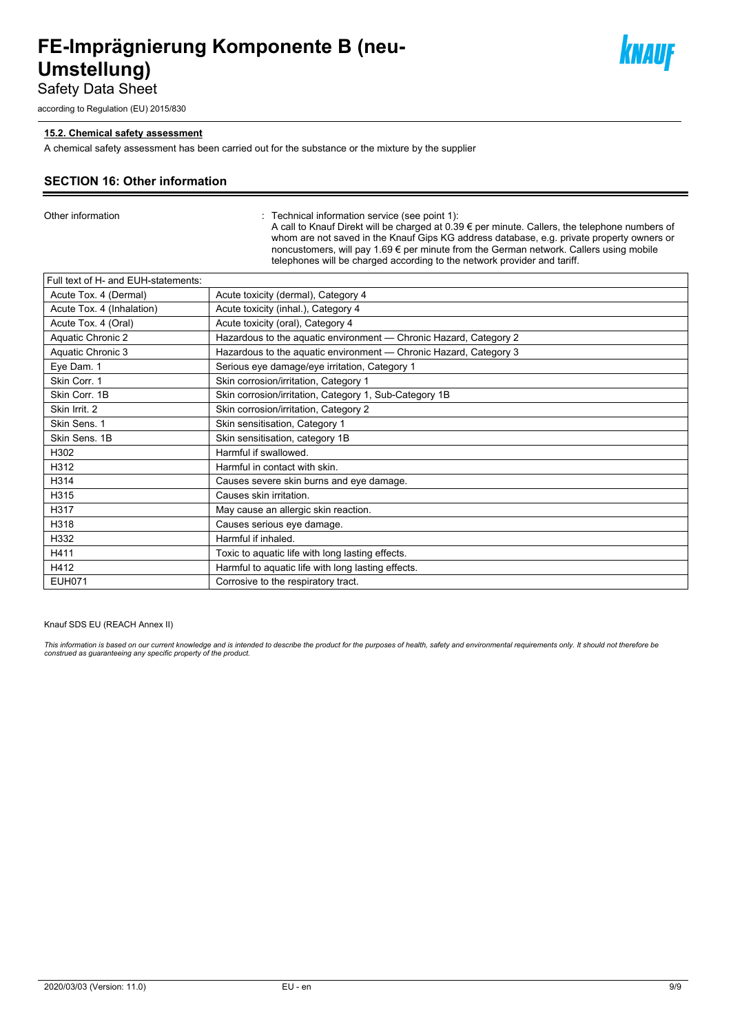#### 15.2. Chemical safety assessment

A chemical safety assessment has been carried out for the substance or the mixture by the supplier

## SECTION 16: Other information

Other information : Technical information service (see point 1):
A call to Knauf Direkt will be charged at 0.39 € per minute. Callers, the telephone numbers of whom are not saved in the Knauf Gips KG address database, e.g. private property owners or noncustomers, will pay 1.69 € per minute from the German network. Callers using mobile telephones will be charged according to the network provider and tariff.

| Full text of H- and EUH-statements: | |
|---|---|
| Acute Tox. 4 (Dermal) | Acute toxicity (dermal), Category 4 |
| Acute Tox. 4 (Inhalation) | Acute toxicity (inhal.), Category 4 |
| Acute Tox. 4 (Oral) | Acute toxicity (oral), Category 4 |
| Aquatic Chronic 2 | Hazardous to the aquatic environment — Chronic Hazard, Category 2 |
| Aquatic Chronic 3 | Hazardous to the aquatic environment — Chronic Hazard, Category 3 |
| Eye Dam. 1 | Serious eye damage/eye irritation, Category 1 |
| Skin Corr. 1 | Skin corrosion/irritation, Category 1 |
| Skin Corr. 1B | Skin corrosion/irritation, Category 1, Sub-Category 1B |
| Skin Irrit. 2 | Skin corrosion/irritation, Category 2 |
| Skin Sens. 1 | Skin sensitisation, Category 1 |
| Skin Sens. 1B | Skin sensitisation, category 1B |
| H302 | Harmful if swallowed. |
| H312 | Harmful in contact with skin. |
| H314 | Causes severe skin burns and eye damage. |
| H315 | Causes skin irritation. |
| H317 | May cause an allergic skin reaction. |
| H318 | Causes serious eye damage. |
| H332 | Harmful if inhaled. |
| H411 | Toxic to aquatic life with long lasting effects. |
| H412 | Harmful to aquatic life with long lasting effects. |
| EUH071 | Corrosive to the respiratory tract. |

Knauf SDS EU (REACH Annex II)

*This information is based on our current knowledge and is intended to describe the product for the purposes of health, safety and environmental requirements only. It should not therefore be construed as guaranteeing any specific property of the product.*